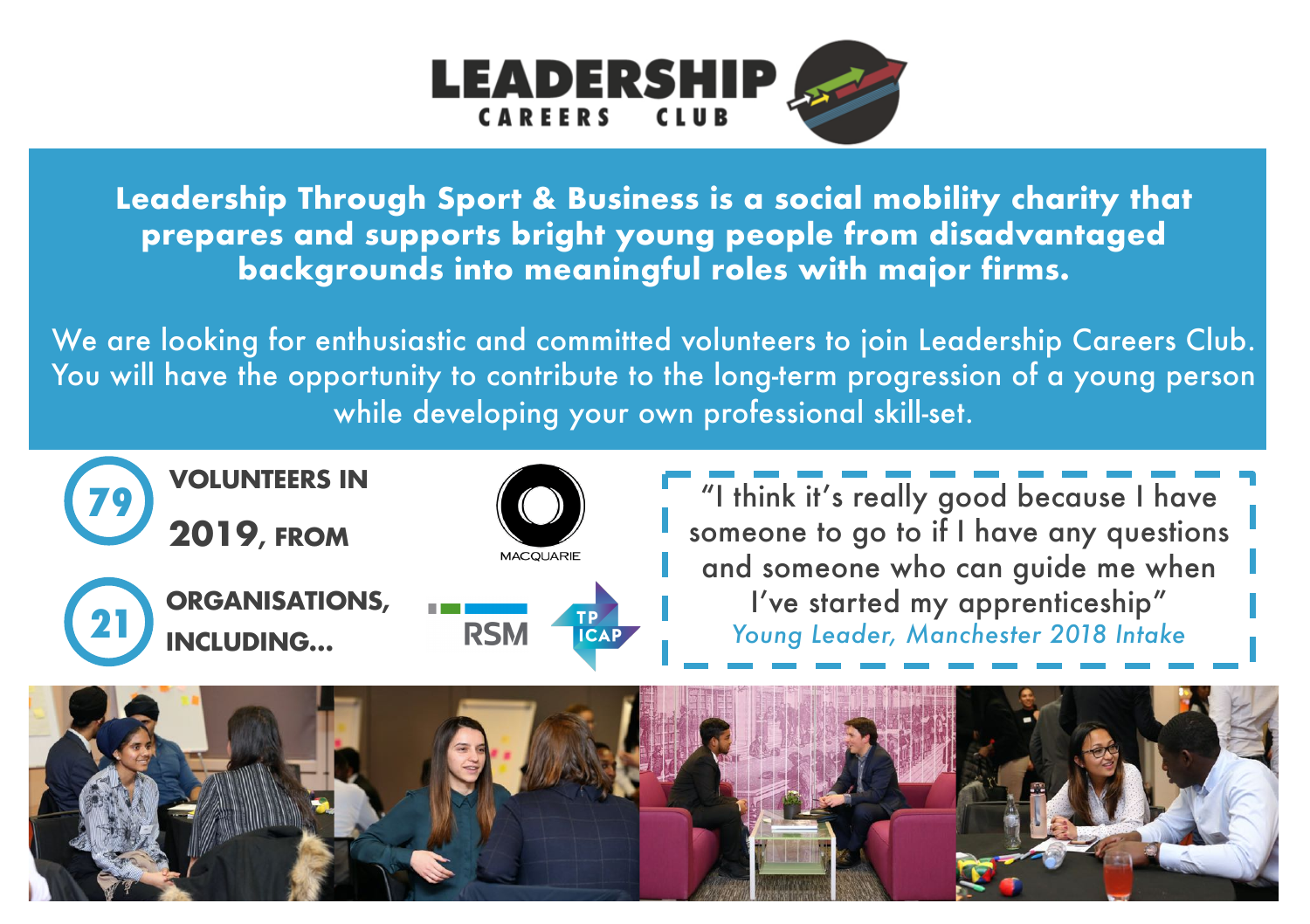# LEADERSHIP CAREERS CLUB

**Leadership Through Sport & Business is a social mobility charity that prepares and supports bright young people from disadvantaged backgrounds into meaningful roles with major firms.**

We are looking for enthusiastic and committed volunteers to join Leadership Careers Club. You will have the opportunity to contribute to the long-term progression of a young person while developing your own professional skill-set.

**79 VOLUNTEERS IN 2019, FROM**

**21 ORGANISATIONS, INCLUDING...**

MACQUARIE

RSM

TP ICAP

> "I think it's really good because I have someone to go to if I have any questions and someone who can guide me when I've started my apprenticeship"
>
> *Young Leader, Manchester 2018 Intake*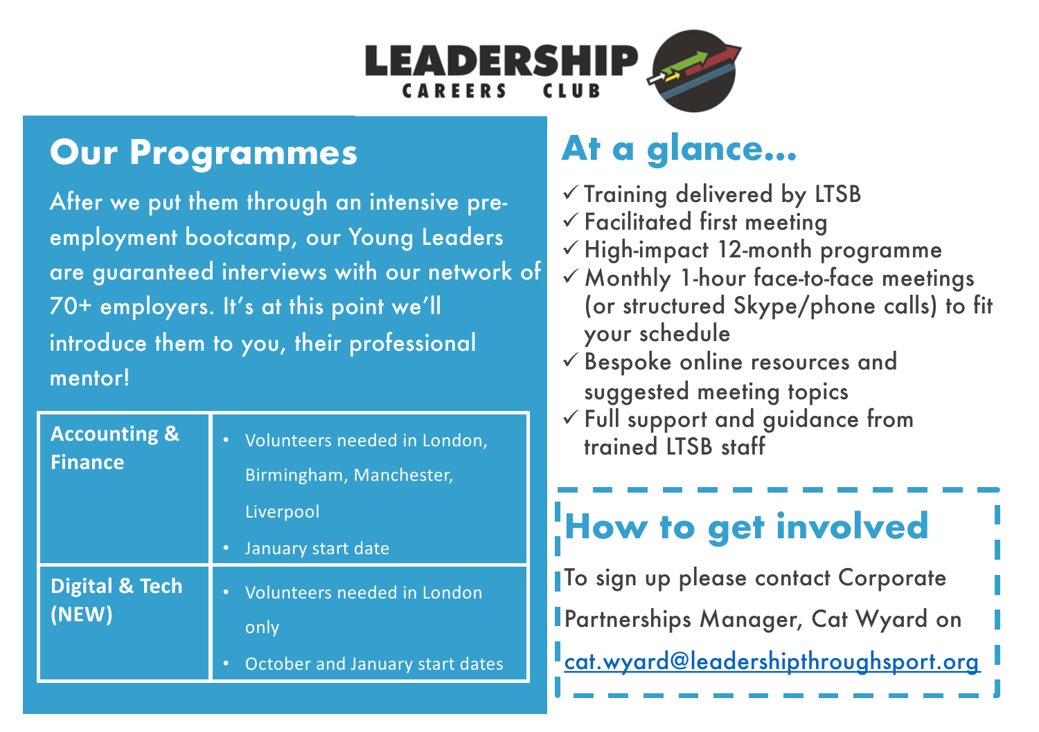LEADERSHIP CAREERS CLUB

## Our Programmes

After we put them through an intensive pre-employment bootcamp, our Young Leaders are guaranteed interviews with our network of 70+ employers. It's at this point we'll introduce them to you, their professional mentor!

| | |
|---|---|
| **Accounting & Finance** | • Volunteers needed in London, Birmingham, Manchester, Liverpool<br>• January start date |
| **Digital & Tech (NEW)** | • Volunteers needed in London only<br>• October and January start dates |

## At a glance...

- ✓ Training delivered by LTSB
- ✓ Facilitated first meeting
- ✓ High-impact 12-month programme
- ✓ Monthly 1-hour face-to-face meetings (or structured Skype/phone calls) to fit your schedule
- ✓ Bespoke online resources and suggested meeting topics
- ✓ Full support and guidance from trained LTSB staff

## How to get involved

To sign up please contact Corporate Partnerships Manager, Cat Wyard on [cat.wyard@leadershipthroughsport.org](mailto:cat.wyard@leadershipthroughsport.org)